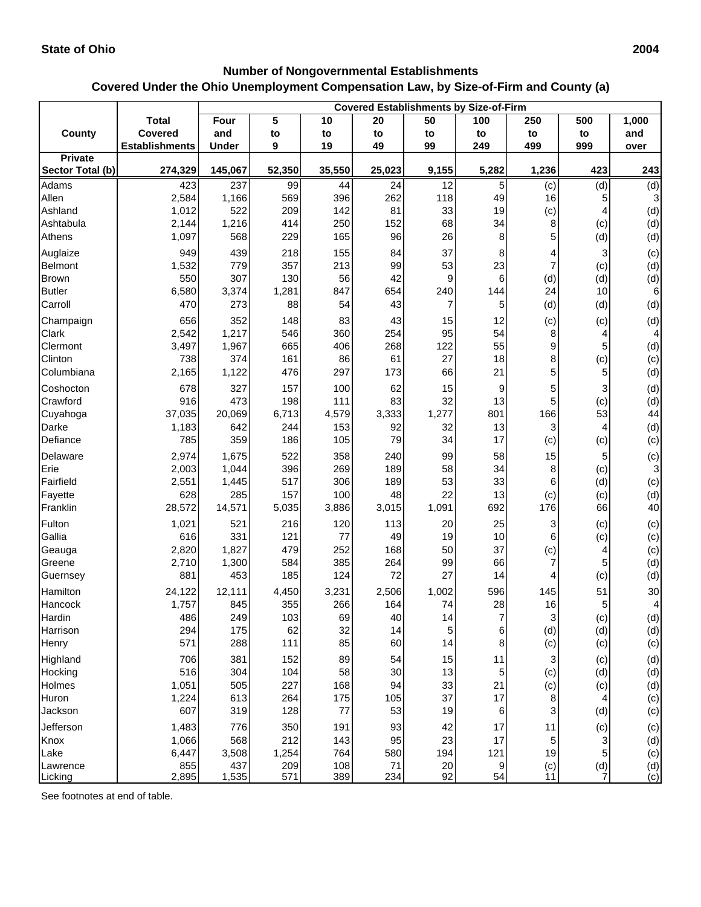**State of Ohio** **2004**

## Number of Nongovernmental Establishments
## Covered Under the Ohio Unemployment Compensation Law, by Size-of-Firm and County (a)

| County | Total Covered Establishments | Covered Establishments by Size-of-Firm | | | | | | | | |
|---|---|---|---|---|---|---|---|---|---|---|
| | | Four and Under | 5 to 9 | 10 to 19 | 20 to 49 | 50 to 99 | 100 to 249 | 250 to 499 | 500 to 999 | 1,000 and over |
| **Private Sector Total (b)** | **274,329** | **145,067** | **52,350** | **35,550** | **25,023** | **9,155** | **5,282** | **1,236** | **423** | **243** |
| Adams | 423 | 237 | 99 | 44 | 24 | 12 | 5 | (c) | (d) | (d) |
| Allen | 2,584 | 1,166 | 569 | 396 | 262 | 118 | 49 | 16 | 5 | 3 |
| Ashland | 1,012 | 522 | 209 | 142 | 81 | 33 | 19 | (c) | 4 | (d) |
| Ashtabula | 2,144 | 1,216 | 414 | 250 | 152 | 68 | 34 | 8 | (c) | (d) |
| Athens | 1,097 | 568 | 229 | 165 | 96 | 26 | 8 | 5 | (d) | (d) |
| Auglaize | 949 | 439 | 218 | 155 | 84 | 37 | 8 | 4 | 3 | (c) |
| Belmont | 1,532 | 779 | 357 | 213 | 99 | 53 | 23 | 7 | (c) | (d) |
| Brown | 550 | 307 | 130 | 56 | 42 | 9 | 6 | (d) | (d) | (d) |
| Butler | 6,580 | 3,374 | 1,281 | 847 | 654 | 240 | 144 | 24 | 10 | 6 |
| Carroll | 470 | 273 | 88 | 54 | 43 | 7 | 5 | (d) | (d) | (d) |
| Champaign | 656 | 352 | 148 | 83 | 43 | 15 | 12 | (c) | (c) | (d) |
| Clark | 2,542 | 1,217 | 546 | 360 | 254 | 95 | 54 | 8 | 4 | 4 |
| Clermont | 3,497 | 1,967 | 665 | 406 | 268 | 122 | 55 | 9 | 5 | (d) |
| Clinton | 738 | 374 | 161 | 86 | 61 | 27 | 18 | 8 | (c) | (c) |
| Columbiana | 2,165 | 1,122 | 476 | 297 | 173 | 66 | 21 | 5 | 5 | (d) |
| Coshocton | 678 | 327 | 157 | 100 | 62 | 15 | 9 | 5 | 3 | (d) |
| Crawford | 916 | 473 | 198 | 111 | 83 | 32 | 13 | 5 | (c) | (d) |
| Cuyahoga | 37,035 | 20,069 | 6,713 | 4,579 | 3,333 | 1,277 | 801 | 166 | 53 | 44 |
| Darke | 1,183 | 642 | 244 | 153 | 92 | 32 | 13 | 3 | 4 | (d) |
| Defiance | 785 | 359 | 186 | 105 | 79 | 34 | 17 | (c) | (c) | (c) |
| Delaware | 2,974 | 1,675 | 522 | 358 | 240 | 99 | 58 | 15 | 5 | (c) |
| Erie | 2,003 | 1,044 | 396 | 269 | 189 | 58 | 34 | 8 | (c) | 3 |
| Fairfield | 2,551 | 1,445 | 517 | 306 | 189 | 53 | 33 | 6 | (d) | (c) |
| Fayette | 628 | 285 | 157 | 100 | 48 | 22 | 13 | (c) | (c) | (d) |
| Franklin | 28,572 | 14,571 | 5,035 | 3,886 | 3,015 | 1,091 | 692 | 176 | 66 | 40 |
| Fulton | 1,021 | 521 | 216 | 120 | 113 | 20 | 25 | 3 | (c) | (c) |
| Gallia | 616 | 331 | 121 | 77 | 49 | 19 | 10 | 6 | (c) | (c) |
| Geauga | 2,820 | 1,827 | 479 | 252 | 168 | 50 | 37 | (c) | 4 | (c) |
| Greene | 2,710 | 1,300 | 584 | 385 | 264 | 99 | 66 | 7 | 5 | (d) |
| Guernsey | 881 | 453 | 185 | 124 | 72 | 27 | 14 | 4 | (c) | (d) |
| Hamilton | 24,122 | 12,111 | 4,450 | 3,231 | 2,506 | 1,002 | 596 | 145 | 51 | 30 |
| Hancock | 1,757 | 845 | 355 | 266 | 164 | 74 | 28 | 16 | 5 | 4 |
| Hardin | 486 | 249 | 103 | 69 | 40 | 14 | 7 | 3 | (c) | (d) |
| Harrison | 294 | 175 | 62 | 32 | 14 | 5 | 6 | (d) | (d) | (d) |
| Henry | 571 | 288 | 111 | 85 | 60 | 14 | 8 | (c) | (c) | (c) |
| Highland | 706 | 381 | 152 | 89 | 54 | 15 | 11 | 3 | (c) | (d) |
| Hocking | 516 | 304 | 104 | 58 | 30 | 13 | 5 | (c) | (d) | (d) |
| Holmes | 1,051 | 505 | 227 | 168 | 94 | 33 | 21 | (c) | (c) | (d) |
| Huron | 1,224 | 613 | 264 | 175 | 105 | 37 | 17 | 8 | 4 | (c) |
| Jackson | 607 | 319 | 128 | 77 | 53 | 19 | 6 | 3 | (d) | (c) |
| Jefferson | 1,483 | 776 | 350 | 191 | 93 | 42 | 17 | 11 | (c) | (c) |
| Knox | 1,066 | 568 | 212 | 143 | 95 | 23 | 17 | 5 | 3 | (d) |
| Lake | 6,447 | 3,508 | 1,254 | 764 | 580 | 194 | 121 | 19 | 5 | (c) |
| Lawrence | 855 | 437 | 209 | 108 | 71 | 20 | 9 | (c) | (d) | (d) |
| Licking | 2,895 | 1,535 | 571 | 389 | 234 | 92 | 54 | 11 | 7 | (c) |

See footnotes at end of table.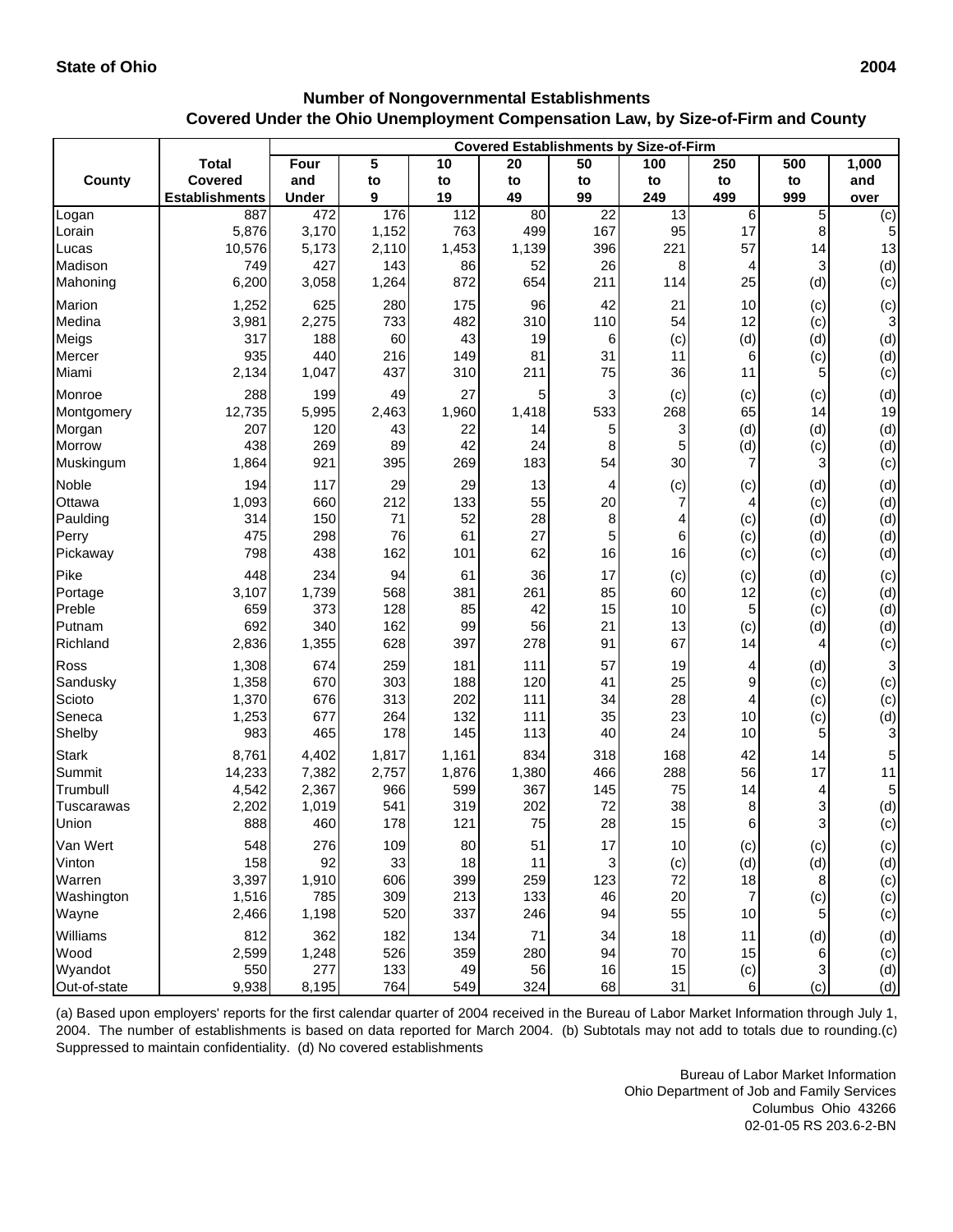**State of Ohio** **2004**

## Number of Nongovernmental Establishments
## Covered Under the Ohio Unemployment Compensation Law, by Size-of-Firm and County

| County | Total Covered Establishments | Covered Establishments by Size-of-Firm | | | | | | | | |
|---|---|---|---|---|---|---|---|---|---|---|
| | | Four and Under | 5 to 9 | 10 to 19 | 20 to 49 | 50 to 99 | 100 to 249 | 250 to 499 | 500 to 999 | 1,000 and over |
| Logan | 887 | 472 | 176 | 112 | 80 | 22 | 13 | 6 | 5 | (c) |
| Lorain | 5,876 | 3,170 | 1,152 | 763 | 499 | 167 | 95 | 17 | 8 | 5 |
| Lucas | 10,576 | 5,173 | 2,110 | 1,453 | 1,139 | 396 | 221 | 57 | 14 | 13 |
| Madison | 749 | 427 | 143 | 86 | 52 | 26 | 8 | 4 | 3 | (d) |
| Mahoning | 6,200 | 3,058 | 1,264 | 872 | 654 | 211 | 114 | 25 | (d) | (c) |
| Marion | 1,252 | 625 | 280 | 175 | 96 | 42 | 21 | 10 | (c) | (c) |
| Medina | 3,981 | 2,275 | 733 | 482 | 310 | 110 | 54 | 12 | (c) | 3 |
| Meigs | 317 | 188 | 60 | 43 | 19 | 6 | (c) | (d) | (d) | (d) |
| Mercer | 935 | 440 | 216 | 149 | 81 | 31 | 11 | 6 | (c) | (d) |
| Miami | 2,134 | 1,047 | 437 | 310 | 211 | 75 | 36 | 11 | 5 | (c) |
| Monroe | 288 | 199 | 49 | 27 | 5 | 3 | (c) | (c) | (c) | (d) |
| Montgomery | 12,735 | 5,995 | 2,463 | 1,960 | 1,418 | 533 | 268 | 65 | 14 | 19 |
| Morgan | 207 | 120 | 43 | 22 | 14 | 5 | 3 | (d) | (d) | (d) |
| Morrow | 438 | 269 | 89 | 42 | 24 | 8 | 5 | (d) | (c) | (d) |
| Muskingum | 1,864 | 921 | 395 | 269 | 183 | 54 | 30 | 7 | 3 | (c) |
| Noble | 194 | 117 | 29 | 29 | 13 | 4 | (c) | (c) | (d) | (d) |
| Ottawa | 1,093 | 660 | 212 | 133 | 55 | 20 | 7 | 4 | (c) | (d) |
| Paulding | 314 | 150 | 71 | 52 | 28 | 8 | 4 | (c) | (d) | (d) |
| Perry | 475 | 298 | 76 | 61 | 27 | 5 | 6 | (c) | (d) | (d) |
| Pickaway | 798 | 438 | 162 | 101 | 62 | 16 | 16 | (c) | (c) | (d) |
| Pike | 448 | 234 | 94 | 61 | 36 | 17 | (c) | (c) | (d) | (c) |
| Portage | 3,107 | 1,739 | 568 | 381 | 261 | 85 | 60 | 12 | (c) | (d) |
| Preble | 659 | 373 | 128 | 85 | 42 | 15 | 10 | 5 | (c) | (d) |
| Putnam | 692 | 340 | 162 | 99 | 56 | 21 | 13 | (c) | (d) | (d) |
| Richland | 2,836 | 1,355 | 628 | 397 | 278 | 91 | 67 | 14 | 4 | (c) |
| Ross | 1,308 | 674 | 259 | 181 | 111 | 57 | 19 | 4 | (d) | 3 |
| Sandusky | 1,358 | 670 | 303 | 188 | 120 | 41 | 25 | 9 | (c) | (c) |
| Scioto | 1,370 | 676 | 313 | 202 | 111 | 34 | 28 | 4 | (c) | (c) |
| Seneca | 1,253 | 677 | 264 | 132 | 111 | 35 | 23 | 10 | (c) | (d) |
| Shelby | 983 | 465 | 178 | 145 | 113 | 40 | 24 | 10 | 5 | 3 |
| Stark | 8,761 | 4,402 | 1,817 | 1,161 | 834 | 318 | 168 | 42 | 14 | 5 |
| Summit | 14,233 | 7,382 | 2,757 | 1,876 | 1,380 | 466 | 288 | 56 | 17 | 11 |
| Trumbull | 4,542 | 2,367 | 966 | 599 | 367 | 145 | 75 | 14 | 4 | 5 |
| Tuscarawas | 2,202 | 1,019 | 541 | 319 | 202 | 72 | 38 | 8 | 3 | (d) |
| Union | 888 | 460 | 178 | 121 | 75 | 28 | 15 | 6 | 3 | (c) |
| Van Wert | 548 | 276 | 109 | 80 | 51 | 17 | 10 | (c) | (c) | (c) |
| Vinton | 158 | 92 | 33 | 18 | 11 | 3 | (c) | (d) | (d) | (d) |
| Warren | 3,397 | 1,910 | 606 | 399 | 259 | 123 | 72 | 18 | 8 | (c) |
| Washington | 1,516 | 785 | 309 | 213 | 133 | 46 | 20 | 7 | (c) | (c) |
| Wayne | 2,466 | 1,198 | 520 | 337 | 246 | 94 | 55 | 10 | 5 | (c) |
| Williams | 812 | 362 | 182 | 134 | 71 | 34 | 18 | 11 | (d) | (d) |
| Wood | 2,599 | 1,248 | 526 | 359 | 280 | 94 | 70 | 15 | 6 | (c) |
| Wyandot | 550 | 277 | 133 | 49 | 56 | 16 | 15 | (c) | 3 | (d) |
| Out-of-state | 9,938 | 8,195 | 764 | 549 | 324 | 68 | 31 | 6 | (c) | (d) |

(a) Based upon employers' reports for the first calendar quarter of 2004 received in the Bureau of Labor Market Information through July 1, 2004. The number of establishments is based on data reported for March 2004. (b) Subtotals may not add to totals due to rounding.(c) Suppressed to maintain confidentiality. (d) No covered establishments

Bureau of Labor Market Information
Ohio Department of Job and Family Services
Columbus Ohio 43266
02-01-05 RS 203.6-2-BN